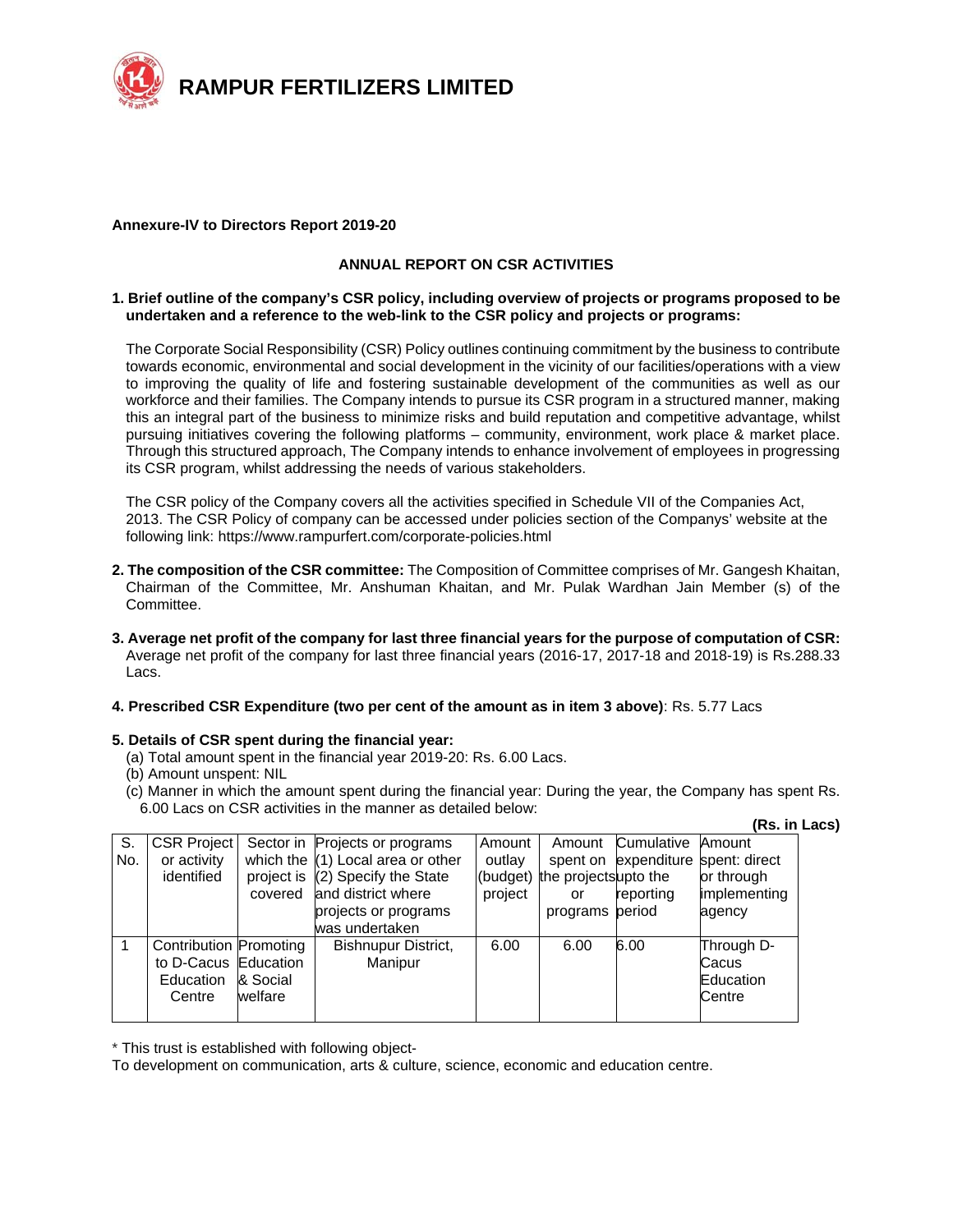# RAMPUR FERTILIZERS LIMITED

**Annexure-IV to Directors Report 2019-20**

## ANNUAL REPORT ON CSR ACTIVITIES

**1. Brief outline of the company's CSR policy, including overview of projects or programs proposed to be undertaken and a reference to the web-link to the CSR policy and projects or programs:**

The Corporate Social Responsibility (CSR) Policy outlines continuing commitment by the business to contribute towards economic, environmental and social development in the vicinity of our facilities/operations with a view to improving the quality of life and fostering sustainable development of the communities as well as our workforce and their families. The Company intends to pursue its CSR program in a structured manner, making this an integral part of the business to minimize risks and build reputation and competitive advantage, whilst pursuing initiatives covering the following platforms – community, environment, work place & market place. Through this structured approach, The Company intends to enhance involvement of employees in progressing its CSR program, whilst addressing the needs of various stakeholders.

The CSR policy of the Company covers all the activities specified in Schedule VII of the Companies Act, 2013. The CSR Policy of company can be accessed under policies section of the Companys' website at the following link: https://www.rampurfert.com/corporate-policies.html

**2. The composition of the CSR committee:** The Composition of Committee comprises of Mr. Gangesh Khaitan, Chairman of the Committee, Mr. Anshuman Khaitan, and Mr. Pulak Wardhan Jain Member (s) of the Committee.

**3. Average net profit of the company for last three financial years for the purpose of computation of CSR:** Average net profit of the company for last three financial years (2016-17, 2017-18 and 2018-19) is Rs.288.33 Lacs.

**4. Prescribed CSR Expenditure (two per cent of the amount as in item 3 above)**: Rs. 5.77 Lacs

**5. Details of CSR spent during the financial year:**

(a) Total amount spent in the financial year 2019-20: Rs. 6.00 Lacs.
(b) Amount unspent: NIL
(c) Manner in which the amount spent during the financial year: During the year, the Company has spent Rs. 6.00 Lacs on CSR activities in the manner as detailed below:

**(Rs. in Lacs)**

| S. No. | CSR Project or activity identified | Sector in which the project is covered | Projects or programs (1) Local area or other (2) Specify the State and district where projects or programs was undertaken | Amount outlay (budget) project | Amount spent on the projects or programs | Cumulative expenditure upto the reporting period | Amount spent: direct or through implementing agency |
|---|---|---|---|---|---|---|---|
| 1 | Contribution to D-Cacus Education Centre | Promoting Education & Social welfare | Bishnupur District, Manipur | 6.00 | 6.00 | 6.00 | Through D-Cacus Education Centre |

\* This trust is established with following object-
To development on communication, arts & culture, science, economic and education centre.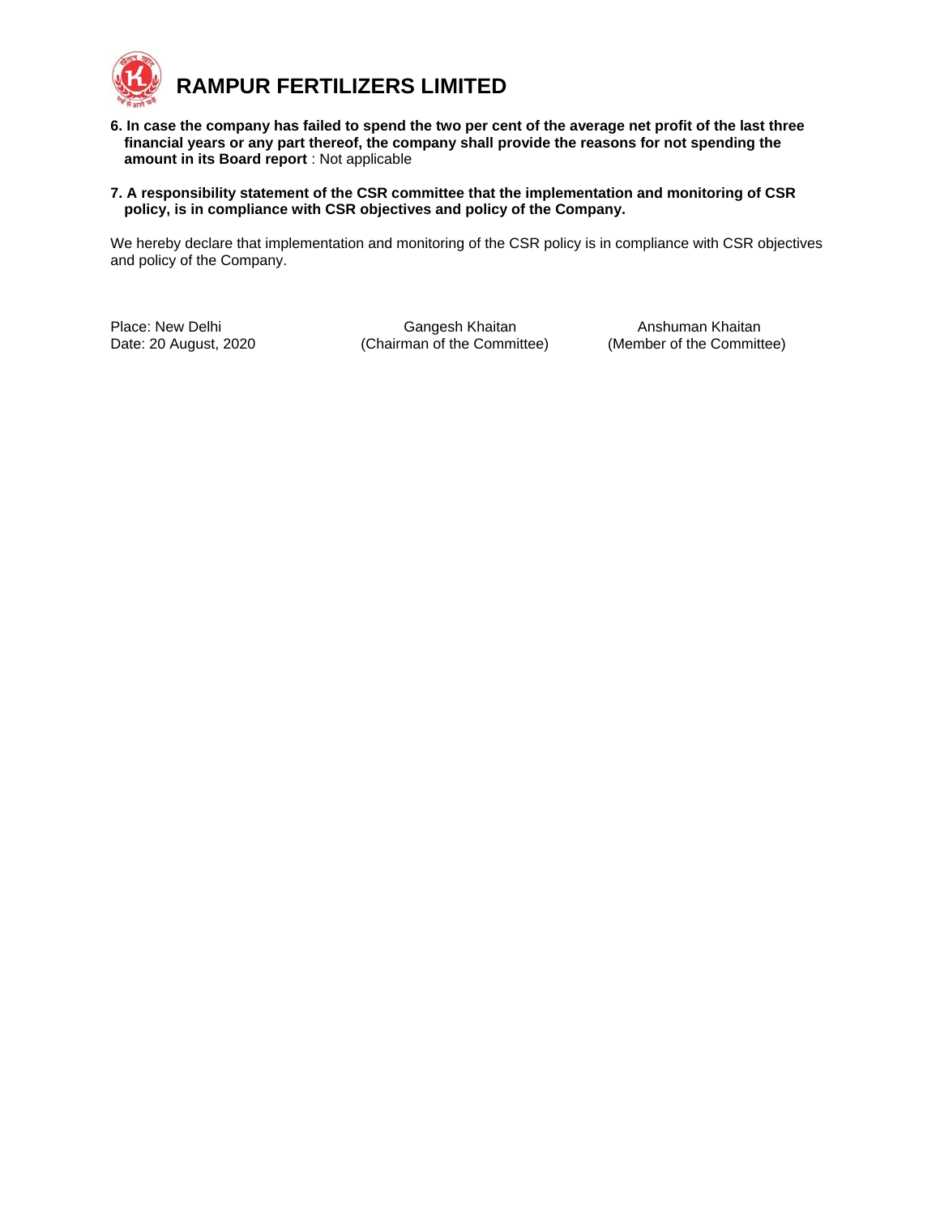# RAMPUR FERTILIZERS LIMITED

**6. In case the company has failed to spend the two per cent of the average net profit of the last three financial years or any part thereof, the company shall provide the reasons for not spending the amount in its Board report** : Not applicable

**7. A responsibility statement of the CSR committee that the implementation and monitoring of CSR policy, is in compliance with CSR objectives and policy of the Company.**

We hereby declare that implementation and monitoring of the CSR policy is in compliance with CSR objectives and policy of the Company.

| | | |
|---|---|---|
| Place: New Delhi | Gangesh Khaitan | Anshuman Khaitan |
| Date: 20 August, 2020 | (Chairman of the Committee) | (Member of the Committee) |